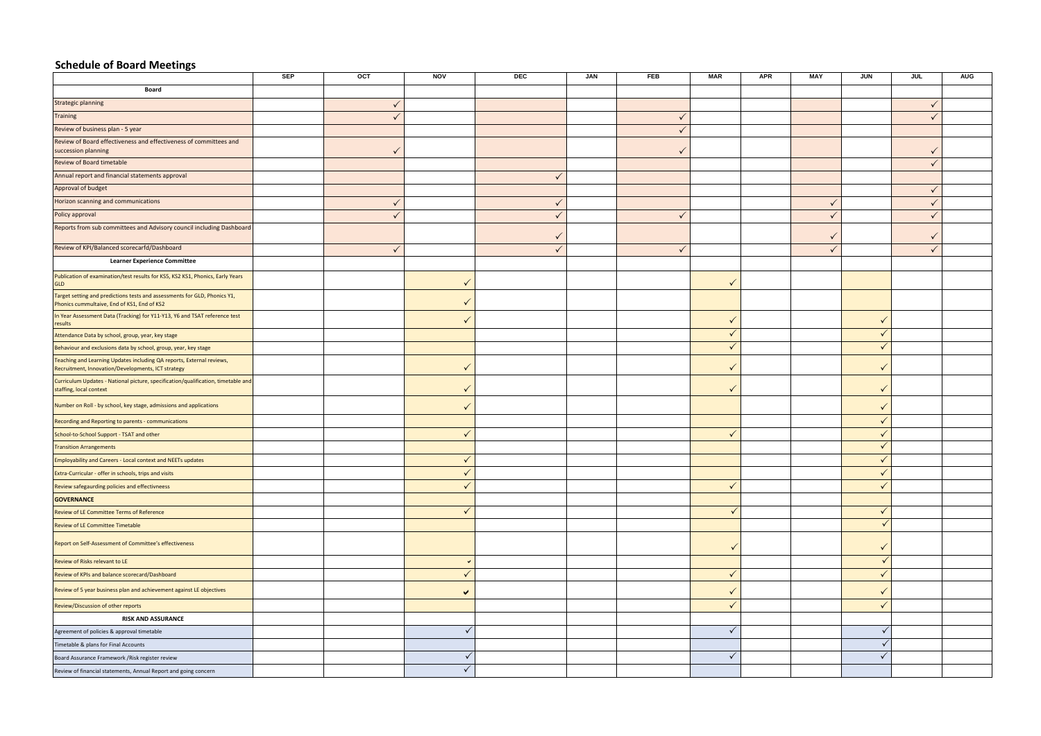## Schedule of Board Meetings

| | SEP | OCT | NOV | DEC | JAN | FEB | MAR | APR | MAY | JUN | JUL | AUG |
|---|---|---|---|---|---|---|---|---|---|---|---|---|
| **Board** | | | | | | | | | | | | |
| Strategic planning | | ✓ | | | | | | | | | ✓ | |
| Training | | ✓ | | | | ✓ | | | | | ✓ | |
| Review of business plan - 5 year | | | | | | ✓ | | | | | | |
| Review of Board effectiveness and effectiveness of committees and succession planning | | ✓ | | | | ✓ | | | | | ✓ | |
| Review of Board timetable | | | | | | | | | | | ✓ | |
| Annual report and financial statements approval | | | | ✓ | | | | | | | | |
| Approval of budget | | | | | | | | | | | ✓ | |
| Horizon scanning and communications | | ✓ | | ✓ | | | | | ✓ | | ✓ | |
| Policy approval | | ✓ | | ✓ | | ✓ | | | ✓ | | ✓ | |
| Reports from sub committees and Advisory council including Dashboard | | | | ✓ | | | | | ✓ | | ✓ | |
| Review of KPI/Balanced scorecarfd/Dashboard | | ✓ | | ✓ | | ✓ | | | ✓ | | ✓ | |
| **Learner Experience Committee** | | | | | | | | | | | | |
| Publication of examination/test results for KS5, KS2 KS1, Phonics, Early Years GLD | | | ✓ | | | | ✓ | | | | | |
| Target setting and predictions tests and assessments for GLD, Phonics Y1, Phonics cummultaive, End of KS1, End of KS2 | | | ✓ | | | | | | | | | |
| In Year Assessment Data (Tracking) for Y11-Y13, Y6 and TSAT reference test results | | | ✓ | | | | ✓ | | | ✓ | | |
| Attendance Data by school, group, year, key stage | | | | | | | ✓ | | | ✓ | | |
| Behaviour and exclusions data by school, group, year, key stage | | | | | | | ✓ | | | ✓ | | |
| Teaching and Learning Updates including QA reports, External reviews, Recruitment, Innovation/Developments, ICT strategy | | | ✓ | | | | ✓ | | | ✓ | | |
| Curriculum Updates - National picture, specification/qualification, timetable and staffing, local context | | | ✓ | | | | ✓ | | | ✓ | | |
| Number on Roll - by school, key stage, admissions and applications | | | ✓ | | | | | | | ✓ | | |
| Recording and Reporting to parents - communications | | | | | | | | | | ✓ | | |
| School-to-School Support - TSAT and other | | | ✓ | | | | ✓ | | | ✓ | | |
| Transition Arrangements | | | | | | | | | | ✓ | | |
| Employability and Careers - Local context and NEETs updates | | | ✓ | | | | | | | ✓ | | |
| Extra-Curricular - offer in schools, trips and visits | | | ✓ | | | | | | | ✓ | | |
| Review safegaurding policies and effectiveness | | | ✓ | | | | ✓ | | | ✓ | | |
| **GOVERNANCE** | | | | | | | | | | | | |
| Review of LE Committee Terms of Reference | | | ✓ | | | | ✓ | | | ✓ | | |
| Review of LE Committee Timetable | | | | | | | | | | ✓ | | |
| Report on Self-Assessment of Committee's effectiveness | | | | | | | ✓ | | | ✓ | | |
| Review of Risks relevant to LE | | | ✓ | | | | | | | ✓ | | |
| Review of KPIs and balance scorecard/Dashboard | | | ✓ | | | | ✓ | | | ✓ | | |
| Review of 5 year business plan and achievement against LE objectives | | | ✓ | | | | ✓ | | | ✓ | | |
| Review/Discussion of other reports | | | | | | | ✓ | | | ✓ | | |
| **RISK AND ASSURANCE** | | | | | | | | | | | | |
| Agreement of policies & approval timetable | | | ✓ | | | | ✓ | | | ✓ | | |
| Timetable & plans for Final Accounts | | | | | | | | | | ✓ | | |
| Board Assurance Framework /Risk register review | | | ✓ | | | | ✓ | | | ✓ | | |
| Review of financial statements, Annual Report and going concern | | | ✓ | | | | | | | | | |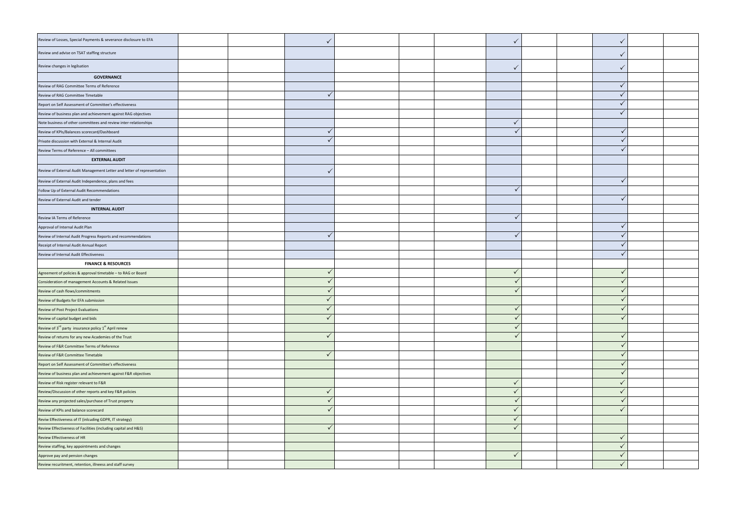| | | | | | | | | | | | | |
|---|---|---|---|---|---|---|---|---|---|---|---|---|
| Review of Losses, Special Payments & severance disclosure to EFA | | | ✓ | | | | ✓ | | | ✓ | | |
| Review and advise on TSAT staffing structure | | | | | | | | | | ✓ | | |
| Review changes in legilsation | | | | | | | ✓ | | | ✓ | | |
| **GOVERNANCE** | | | | | | | | | | | | |
| Review of RAG Committee Terms of Reference | | | | | | | | | | ✓ | | |
| Review of RAG Committee Timetable | | | ✓ | | | | | | | ✓ | | |
| Report on Self Assessment of Committee's effectiveness | | | | | | | | | | ✓ | | |
| Review of business plan and achievement against RAG objectives | | | | | | | | | | ✓ | | |
| Note business of other committees and review inter-relationships | | | | | | | ✓ | | | | | |
| Review of KPIs/Balances scorecard/Dashboard | | | ✓ | | | | ✓ | | | ✓ | | |
| Private discussion with External & Internal Audit | | | ✓ | | | | | | | ✓ | | |
| Review Terms of Reference – All committees | | | | | | | | | | ✓ | | |
| **EXTERNAL AUDIT** | | | | | | | | | | | | |
| Review of External Audit Management Letter and letter of representation | | | ✓ | | | | | | | | | |
| Review of External Audit Independence, plans and fees | | | | | | | | | | ✓ | | |
| Follow Up of External Audit Recommendations | | | | | | | ✓ | | | | | |
| Review of External Audit and tender | | | | | | | | | | ✓ | | |
| **INTERNAL AUDIT** | | | | | | | | | | | | |
| Review IA Terms of Reference | | | | | | | ✓ | | | | | |
| Approval of Internal Audit Plan | | | | | | | | | | ✓ | | |
| Review of Internal Audit Progress Reports and recommendations | | | ✓ | | | | ✓ | | | ✓ | | |
| Receipt of Internal Audit Annual Report | | | | | | | | | | ✓ | | |
| Review of Internal Audit Effectiveness | | | | | | | | | | ✓ | | |
| **FINANCE & RESOURCES** | | | | | | | | | | | | |
| Agreement of policies & approval timetable – to RAG or Board | | | ✓ | | | | ✓ | | | ✓ | | |
| Consideration of management Accounts & Related Issues | | | ✓ | | | | ✓ | | | ✓ | | |
| Review of cash flows/commitments | | | ✓ | | | | ✓ | | | ✓ | | |
| Review of Budgets for EFA submission | | | ✓ | | | | | | | ✓ | | |
| Review of Post Project Evaluations | | | ✓ | | | | ✓ | | | ✓ | | |
| Review of capital budget and bids | | | ✓ | | | | ✓ | | | ✓ | | |
| Review of 3rd party insurance policy 1st April renew | | | | | | | ✓ | | | | | |
| Review of returns for any new Academies of the Trust | | | ✓ | | | | ✓ | | | ✓ | | |
| Review of F&R Committee Terms of Reference | | | | | | | | | | ✓ | | |
| Review of F&R Committee Timetable | | | ✓ | | | | | | | ✓ | | |
| Report on Self Assessment of Committee's effectiveness | | | | | | | | | | ✓ | | |
| Review of business plan and achievement against F&R objectives | | | | | | | | | | ✓ | | |
| Review of Risk register relevant to F&R | | | | | | | ✓ | | | ✓ | | |
| Review/Discussion of other reports and key F&R policies | | | ✓ | | | | ✓ | | | ✓ | | |
| Review any projected sales/purchase of Trust property | | | ✓ | | | | ✓ | | | ✓ | | |
| Review of KPIs and balance scorecard | | | ✓ | | | | ✓ | | | ✓ | | |
| Reviw Effectiveness of IT (inlcuding GDPR, IT strategy) | | | | | | | ✓ | | | | | |
| Review Effectiveness of Facilities (including capital and H&S) | | | ✓ | | | | ✓ | | | | | |
| Review Effectiveness of HR | | | | | | | | | | ✓ | | |
| Review staffing, key appointments and changes | | | | | | | | | | ✓ | | |
| Approve pay and pension changes | | | | | | | ✓ | | | ✓ | | |
| Review recuritment, retention, illneess and staff survey | | | | | | | | | | ✓ | | |